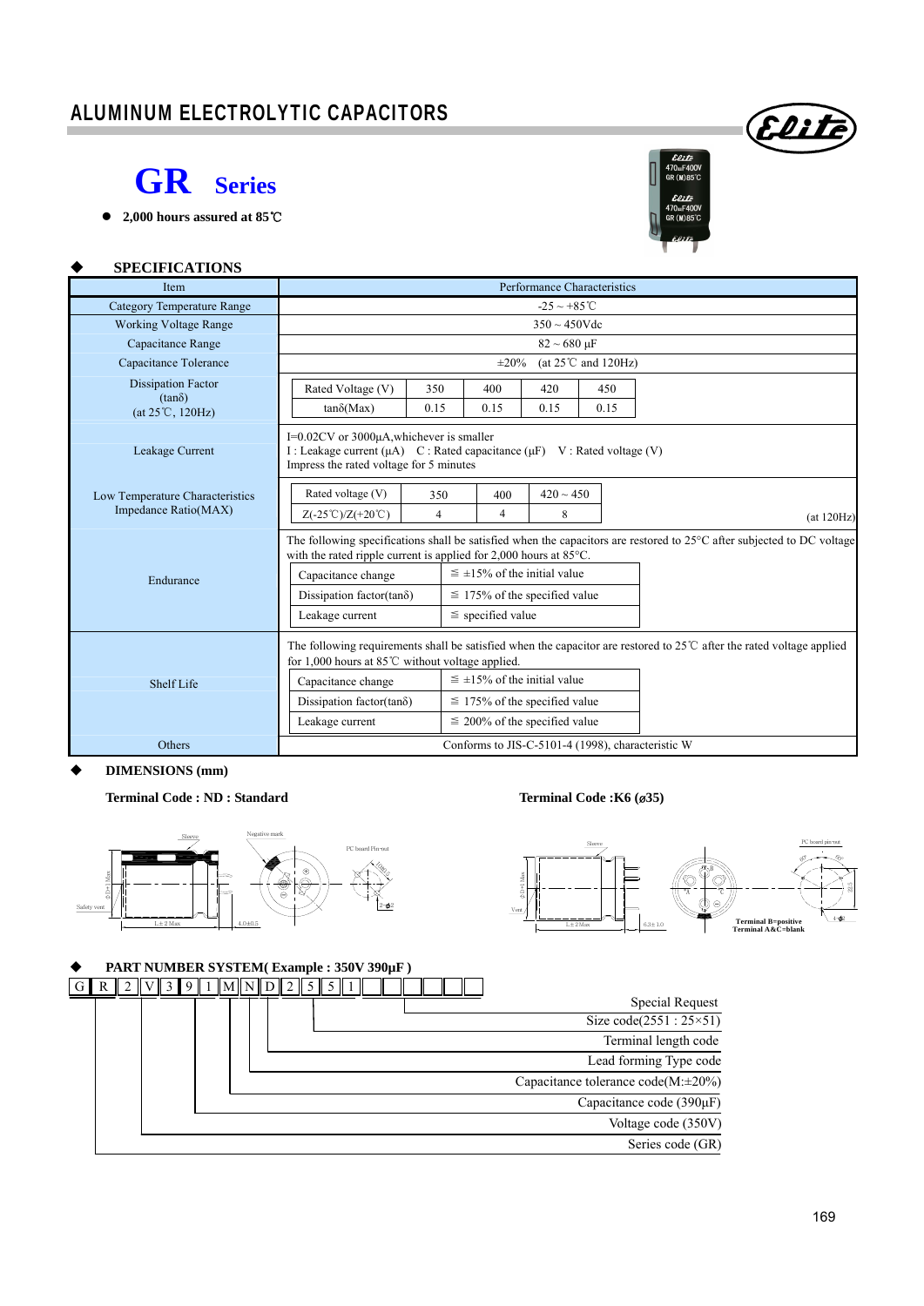# ALUMINUM ELECTROLYTIC CAPACITORS

## GR Series

- 2,000 hours assured at 85℃

### SPECIFICATIONS

| Item | Performance Characteristics |
|---|---|
| Category Temperature Range | -25 ~ +85℃ |
| Working Voltage Range | 350 ~ 450Vdc |
| Capacitance Range | 82 ~ 680 μF |
| Capacitance Tolerance | ±20% (at 25℃ and 120Hz) |
| Dissipation Factor (tanδ) (at 25℃, 120Hz) | Rated Voltage (V): 350 / 400 / 420 / 450; tanδ(Max): 0.15 / 0.15 / 0.15 / 0.15 |
| Leakage Current | I=0.02CV or 3000μA,whichever is smaller<br>I : Leakage current (μA) C : Rated capacitance (μF) V : Rated voltage (V)<br>Impress the rated voltage for 5 minutes |
| Low Temperature Characteristics Impedance Ratio(MAX) | Rated voltage (V): 350 / 400 / 420 ~ 450; Z(-25℃)/Z(+20℃): 4 / 4 / 8 (at 120Hz) |
| Endurance | The following specifications shall be satisfied when the capacitors are restored to 25°C after subjected to DC voltage with the rated ripple current is applied for 2,000 hours at 85°C.<br>Capacitance change: ≦ ±15% of the initial value<br>Dissipation factor(tanδ): ≦ 175% of the specified value<br>Leakage current: ≦ specified value |
| Shelf Life | The following requirements shall be satisfied when the capacitor are restored to 25℃ after the rated voltage applied for 1,000 hours at 85℃ without voltage applied.<br>Capacitance change: ≦ ±15% of the initial value<br>Dissipation factor(tanδ): ≦ 175% of the specified value<br>Leakage current: ≦ 200% of the specified value |
| Others | Conforms to JIS-C-5101-4 (1998), characteristic W |

### DIMENSIONS (mm)

**Terminal Code : ND : Standard**

**Terminal Code :K6 (ø35)**

Terminal B=positive
Terminal A&C=blank

### PART NUMBER SYSTEM( Example : 350V 390μF )

G R 2 V 3 9 1 M N D 2 5 5 1

- Special Request
- Size code(2551 : 25×51)
- Terminal length code
- Lead forming Type code
- Capacitance tolerance code(M:±20%)
- Capacitance code (390μF)
- Voltage code (350V)
- Series code (GR)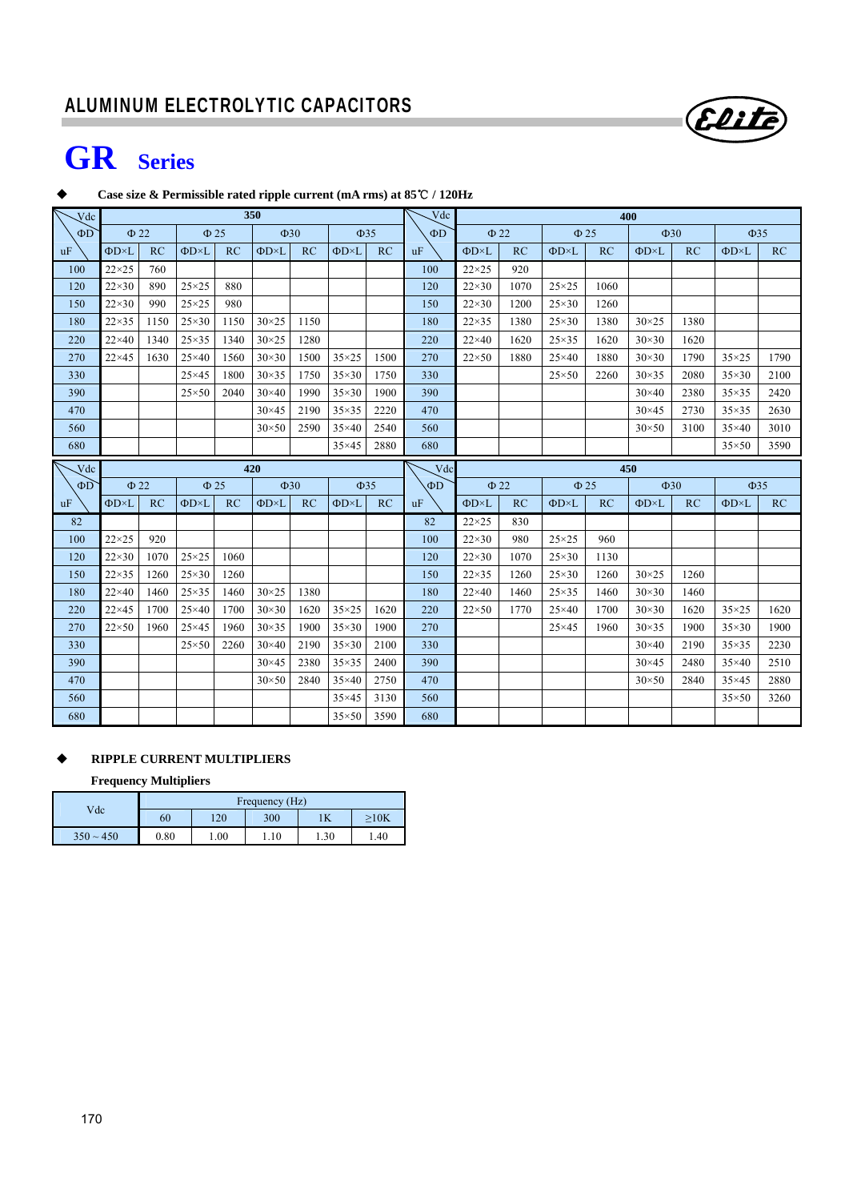# ALUMINUM ELECTROLYTIC CAPACITORS

# GR Series

◆ **Case size & Permissible rated ripple current (mA rms) at 85℃ / 120Hz**

| Vdc | 350 | | | | | | | | Vdc | 400 | | | | | | | |
|---|---|---|---|---|---|---|---|---|---|---|---|---|---|---|---|---|---|
| ΦD | Φ22 | | Φ25 | | Φ30 | | Φ35 | | ΦD | Φ22 | | Φ25 | | Φ30 | | Φ35 | |
| uF | ΦD×L | RC | ΦD×L | RC | ΦD×L | RC | ΦD×L | RC | uF | ΦD×L | RC | ΦD×L | RC | ΦD×L | RC | ΦD×L | RC |
| 100 | 22×25 | 760 | | | | | | | 100 | 22×25 | 920 | | | | | | |
| 120 | 22×30 | 890 | 25×25 | 880 | | | | | 120 | 22×30 | 1070 | 25×25 | 1060 | | | | |
| 150 | 22×30 | 990 | 25×25 | 980 | | | | | 150 | 22×30 | 1200 | 25×30 | 1260 | | | | |
| 180 | 22×35 | 1150 | 25×30 | 1150 | 30×25 | 1150 | | | 180 | 22×35 | 1380 | 25×30 | 1380 | 30×25 | 1380 | | |
| 220 | 22×40 | 1340 | 25×35 | 1340 | 30×25 | 1280 | | | 220 | 22×40 | 1620 | 25×35 | 1620 | 30×30 | 1620 | | |
| 270 | 22×45 | 1630 | 25×40 | 1560 | 30×30 | 1500 | 35×25 | 1500 | 270 | 22×50 | 1880 | 25×40 | 1880 | 30×30 | 1790 | 35×25 | 1790 |
| 330 | | | 25×45 | 1800 | 30×35 | 1750 | 35×30 | 1750 | 330 | | | 25×50 | 2260 | 30×35 | 2080 | 35×30 | 2100 |
| 390 | | | 25×50 | 2040 | 30×40 | 1990 | 35×30 | 1900 | 390 | | | | | 30×40 | 2380 | 35×35 | 2420 |
| 470 | | | | | 30×45 | 2190 | 35×35 | 2220 | 470 | | | | | 30×45 | 2730 | 35×35 | 2630 |
| 560 | | | | | 30×50 | 2590 | 35×40 | 2540 | 560 | | | | | 30×50 | 3100 | 35×40 | 3010 |
| 680 | | | | | | | 35×45 | 2880 | 680 | | | | | | | 35×50 | 3590 |

| Vdc | 420 | | | | | | | | Vdc | 450 | | | | | | | |
|---|---|---|---|---|---|---|---|---|---|---|---|---|---|---|---|---|---|
| ΦD | Φ22 | | Φ25 | | Φ30 | | Φ35 | | ΦD | Φ22 | | Φ25 | | Φ30 | | Φ35 | |
| uF | ΦD×L | RC | ΦD×L | RC | ΦD×L | RC | ΦD×L | RC | uF | ΦD×L | RC | ΦD×L | RC | ΦD×L | RC | ΦD×L | RC |
| 82 | | | | | | | | | 82 | 22×25 | 830 | | | | | | |
| 100 | 22×25 | 920 | | | | | | | 100 | 22×30 | 980 | 25×25 | 960 | | | | |
| 120 | 22×30 | 1070 | 25×25 | 1060 | | | | | 120 | 22×30 | 1070 | 25×30 | 1130 | | | | |
| 150 | 22×35 | 1260 | 25×30 | 1260 | | | | | 150 | 22×35 | 1260 | 25×30 | 1260 | 30×25 | 1260 | | |
| 180 | 22×40 | 1460 | 25×35 | 1460 | 30×25 | 1380 | | | 180 | 22×40 | 1460 | 25×35 | 1460 | 30×30 | 1460 | | |
| 220 | 22×45 | 1700 | 25×40 | 1700 | 30×30 | 1620 | 35×25 | 1620 | 220 | 22×50 | 1770 | 25×40 | 1700 | 30×30 | 1620 | 35×25 | 1620 |
| 270 | 22×50 | 1960 | 25×45 | 1960 | 30×35 | 1900 | 35×30 | 1900 | 270 | | | 25×45 | 1960 | 30×35 | 1900 | 35×30 | 1900 |
| 330 | | | 25×50 | 2260 | 30×40 | 2190 | 35×30 | 2100 | 330 | | | | | 30×40 | 2190 | 35×35 | 2230 |
| 390 | | | | | 30×45 | 2380 | 35×35 | 2400 | 390 | | | | | 30×45 | 2480 | 35×40 | 2510 |
| 470 | | | | | 30×50 | 2840 | 35×40 | 2750 | 470 | | | | | 30×50 | 2840 | 35×45 | 2880 |
| 560 | | | | | | | 35×45 | 3130 | 560 | | | | | | | 35×50 | 3260 |
| 680 | | | | | | | 35×50 | 3590 | 680 | | | | | | | | |

◆ **RIPPLE CURRENT MULTIPLIERS**

**Frequency Multipliers**

| Vdc | Frequency (Hz) | | | | |
|---|---|---|---|---|---|
| | 60 | 120 | 300 | 1K | ≥10K |
| 350 ~ 450 | 0.80 | 1.00 | 1.10 | 1.30 | 1.40 |